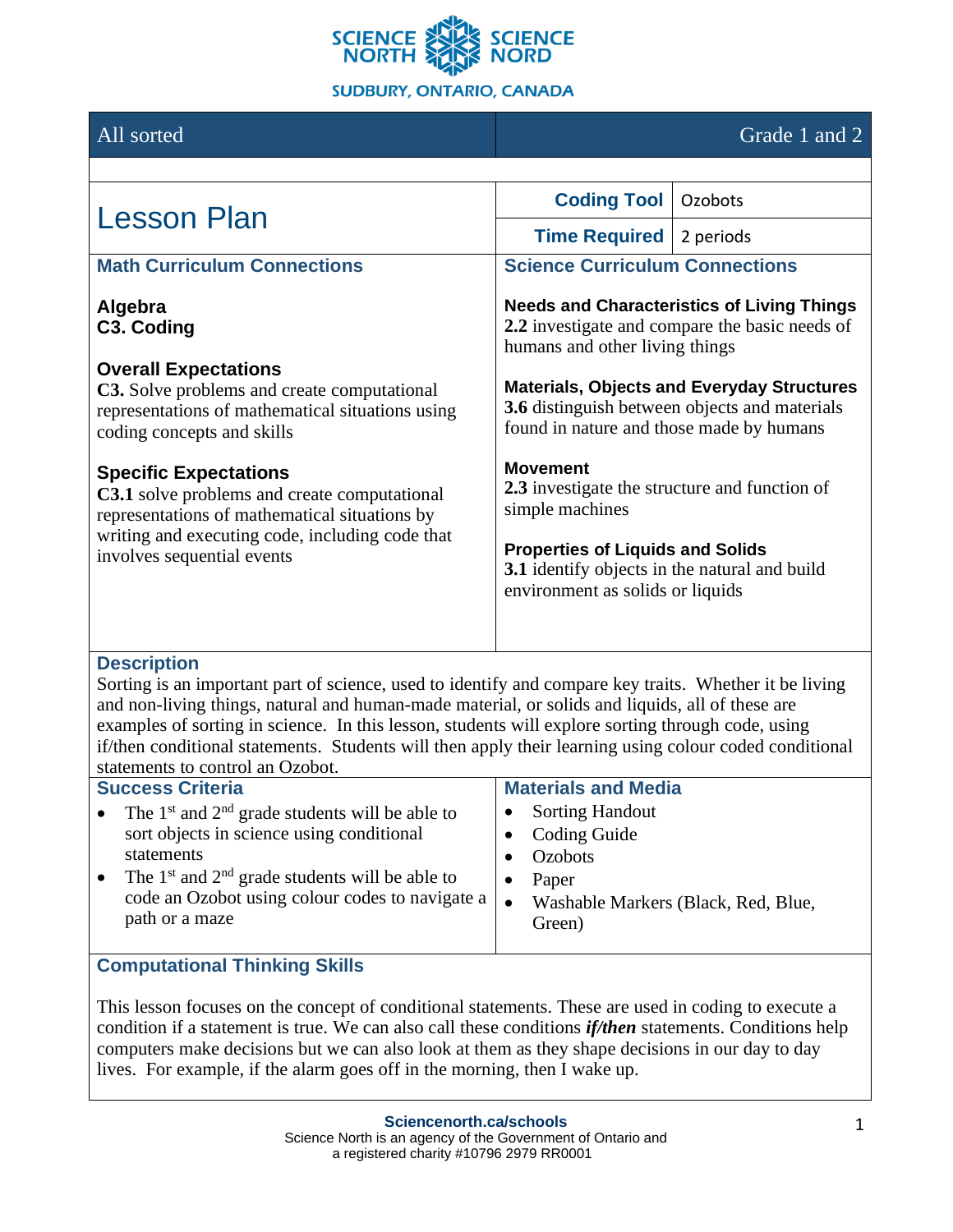SCIENCE NORTH SCIENCE NORD

SUDBURY, ONTARIO, CANADA

| All sorted | Grade 1 and 2 |
|---|---|

# Lesson Plan

| | |
|---|---|
| **Coding Tool** | Ozobots |
| **Time Required** | 2 periods |

## Math Curriculum Connections

**Algebra**
**C3. Coding**

**Overall Expectations**
**C3.** Solve problems and create computational representations of mathematical situations using coding concepts and skills

**Specific Expectations**
**C3.1** solve problems and create computational representations of mathematical situations by writing and executing code, including code that involves sequential events

## Science Curriculum Connections

**Needs and Characteristics of Living Things**
**2.2** investigate and compare the basic needs of humans and other living things

**Materials, Objects and Everyday Structures**
**3.6** distinguish between objects and materials found in nature and those made by humans

**Movement**
**2.3** investigate the structure and function of simple machines

**Properties of Liquids and Solids**
**3.1** identify objects in the natural and build environment as solids or liquids

## Description

Sorting is an important part of science, used to identify and compare key traits. Whether it be living and non-living things, natural and human-made material, or solids and liquids, all of these are examples of sorting in science. In this lesson, students will explore sorting through code, using if/then conditional statements. Students will then apply their learning using colour coded conditional statements to control an Ozobot.

## Success Criteria

- The 1st and 2nd grade students will be able to sort objects in science using conditional statements
- The 1st and 2nd grade students will be able to code an Ozobot using colour codes to navigate a path or a maze

## Materials and Media

- Sorting Handout
- Coding Guide
- Ozobots
- Paper
- Washable Markers (Black, Red, Blue, Green)

## Computational Thinking Skills

This lesson focuses on the concept of conditional statements. These are used in coding to execute a condition if a statement is true. We can also call these conditions ***if/then*** statements. Conditions help computers make decisions but we can also look at them as they shape decisions in our day to day lives. For example, if the alarm goes off in the morning, then I wake up.

**Sciencenorth.ca/schools**
Science North is an agency of the Government of Ontario and a registered charity #10796 2979 RR0001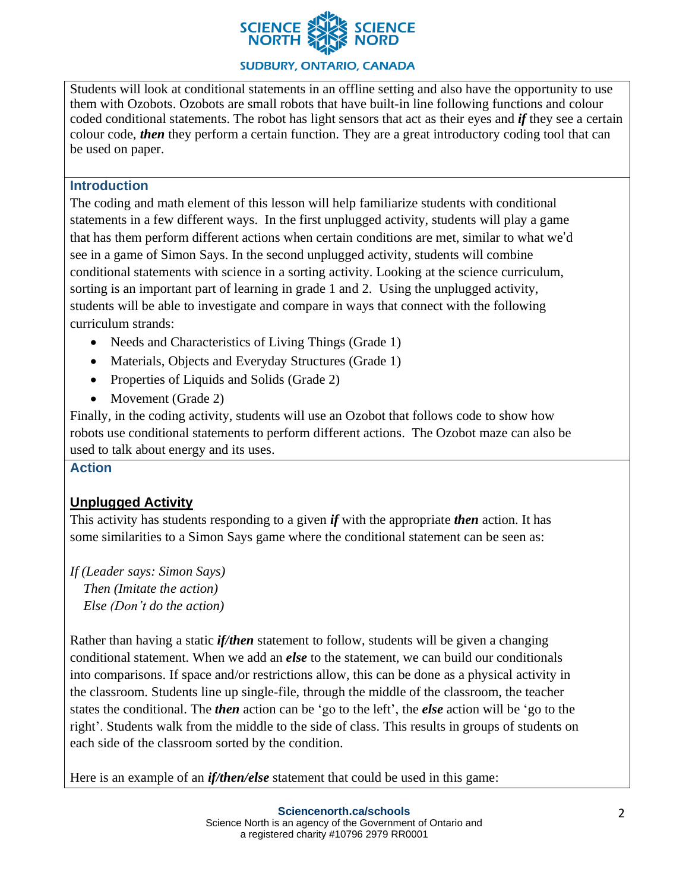Students will look at conditional statements in an offline setting and also have the opportunity to use them with Ozobots. Ozobots are small robots that have built-in line following functions and colour coded conditional statements. The robot has light sensors that act as their eyes and ***if*** they see a certain colour code, ***then*** they perform a certain function. They are a great introductory coding tool that can be used on paper.

## Introduction

The coding and math element of this lesson will help familiarize students with conditional statements in a few different ways. In the first unplugged activity, students will play a game that has them perform different actions when certain conditions are met, similar to what we'd see in a game of Simon Says. In the second unplugged activity, students will combine conditional statements with science in a sorting activity. Looking at the science curriculum, sorting is an important part of learning in grade 1 and 2. Using the unplugged activity, students will be able to investigate and compare in ways that connect with the following curriculum strands:

- Needs and Characteristics of Living Things (Grade 1)
- Materials, Objects and Everyday Structures (Grade 1)
- Properties of Liquids and Solids (Grade 2)
- Movement (Grade 2)

Finally, in the coding activity, students will use an Ozobot that follows code to show how robots use conditional statements to perform different actions. The Ozobot maze can also be used to talk about energy and its uses.

## Action

### Unplugged Activity

This activity has students responding to a given ***if*** with the appropriate ***then*** action. It has some similarities to a Simon Says game where the conditional statement can be seen as:

*If (Leader says: Simon Says)*
*Then (Imitate the action)*
*Else (Don't do the action)*

Rather than having a static ***if/then*** statement to follow, students will be given a changing conditional statement. When we add an ***else*** to the statement, we can build our conditionals into comparisons. If space and/or restrictions allow, this can be done as a physical activity in the classroom. Students line up single-file, through the middle of the classroom, the teacher states the conditional. The ***then*** action can be 'go to the left', the ***else*** action will be 'go to the right'. Students walk from the middle to the side of class. This results in groups of students on each side of the classroom sorted by the condition.

Here is an example of an ***if/then/else*** statement that could be used in this game: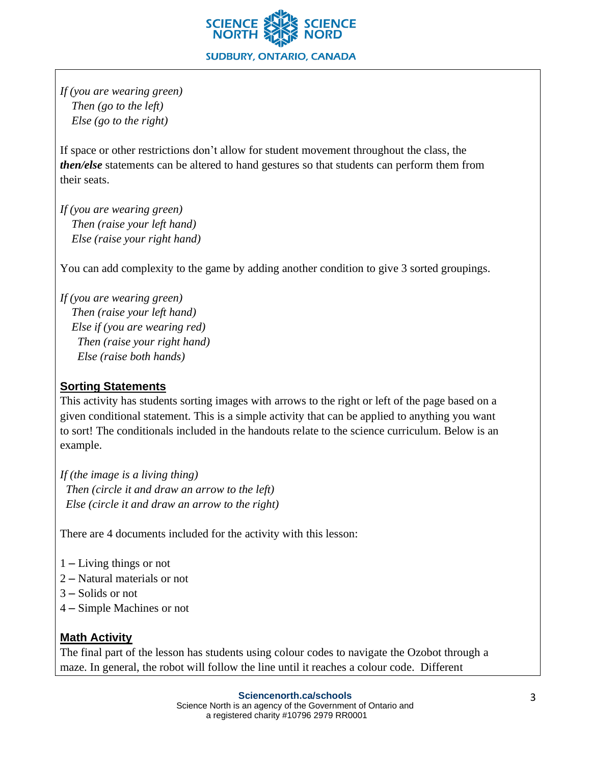*If (you are wearing green)*
  *Then (go to the left)*
  *Else (go to the right)*

If space or other restrictions don't allow for student movement throughout the class, the ***then/else*** statements can be altered to hand gestures so that students can perform them from their seats.

*If (you are wearing green)*
  *Then (raise your left hand)*
  *Else (raise your right hand)*

You can add complexity to the game by adding another condition to give 3 sorted groupings.

*If (you are wearing green)*
  *Then (raise your left hand)*
  *Else if (you are wearing red)*
    *Then (raise your right hand)*
    *Else (raise both hands)*

## Sorting Statements

This activity has students sorting images with arrows to the right or left of the page based on a given conditional statement. This is a simple activity that can be applied to anything you want to sort! The conditionals included in the handouts relate to the science curriculum. Below is an example.

*If (the image is a living thing)*
  *Then (circle it and draw an arrow to the left)*
  *Else (circle it and draw an arrow to the right)*

There are 4 documents included for the activity with this lesson:

1 – Living things or not
2 – Natural materials or not
3 – Solids or not
4 – Simple Machines or not

## Math Activity

The final part of the lesson has students using colour codes to navigate the Ozobot through a maze. In general, the robot will follow the line until it reaches a colour code. Different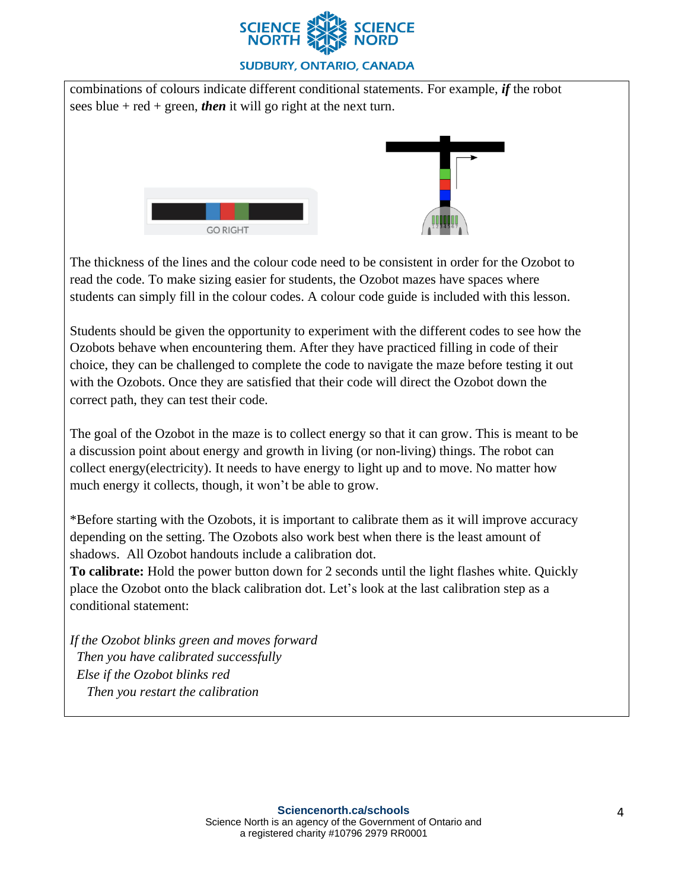combinations of colours indicate different conditional statements. For example, ***if*** the robot sees blue + red + green, ***then*** it will go right at the next turn.

GO RIGHT

The thickness of the lines and the colour code need to be consistent in order for the Ozobot to read the code. To make sizing easier for students, the Ozobot mazes have spaces where students can simply fill in the colour codes. A colour code guide is included with this lesson.

Students should be given the opportunity to experiment with the different codes to see how the Ozobots behave when encountering them. After they have practiced filling in code of their choice, they can be challenged to complete the code to navigate the maze before testing it out with the Ozobots. Once they are satisfied that their code will direct the Ozobot down the correct path, they can test their code.

The goal of the Ozobot in the maze is to collect energy so that it can grow. This is meant to be a discussion point about energy and growth in living (or non-living) things. The robot can collect energy(electricity). It needs to have energy to light up and to move. No matter how much energy it collects, though, it won't be able to grow.

*Before starting with the Ozobots, it is important to calibrate them as it will improve accuracy depending on the setting. The Ozobots also work best when there is the least amount of shadows. All Ozobot handouts include a calibration dot.

**To calibrate:** Hold the power button down for 2 seconds until the light flashes white. Quickly place the Ozobot onto the black calibration dot. Let's look at the last calibration step as a conditional statement:

*If the Ozobot blinks green and moves forward*
*Then you have calibrated successfully*
*Else if the Ozobot blinks red*
*Then you restart the calibration*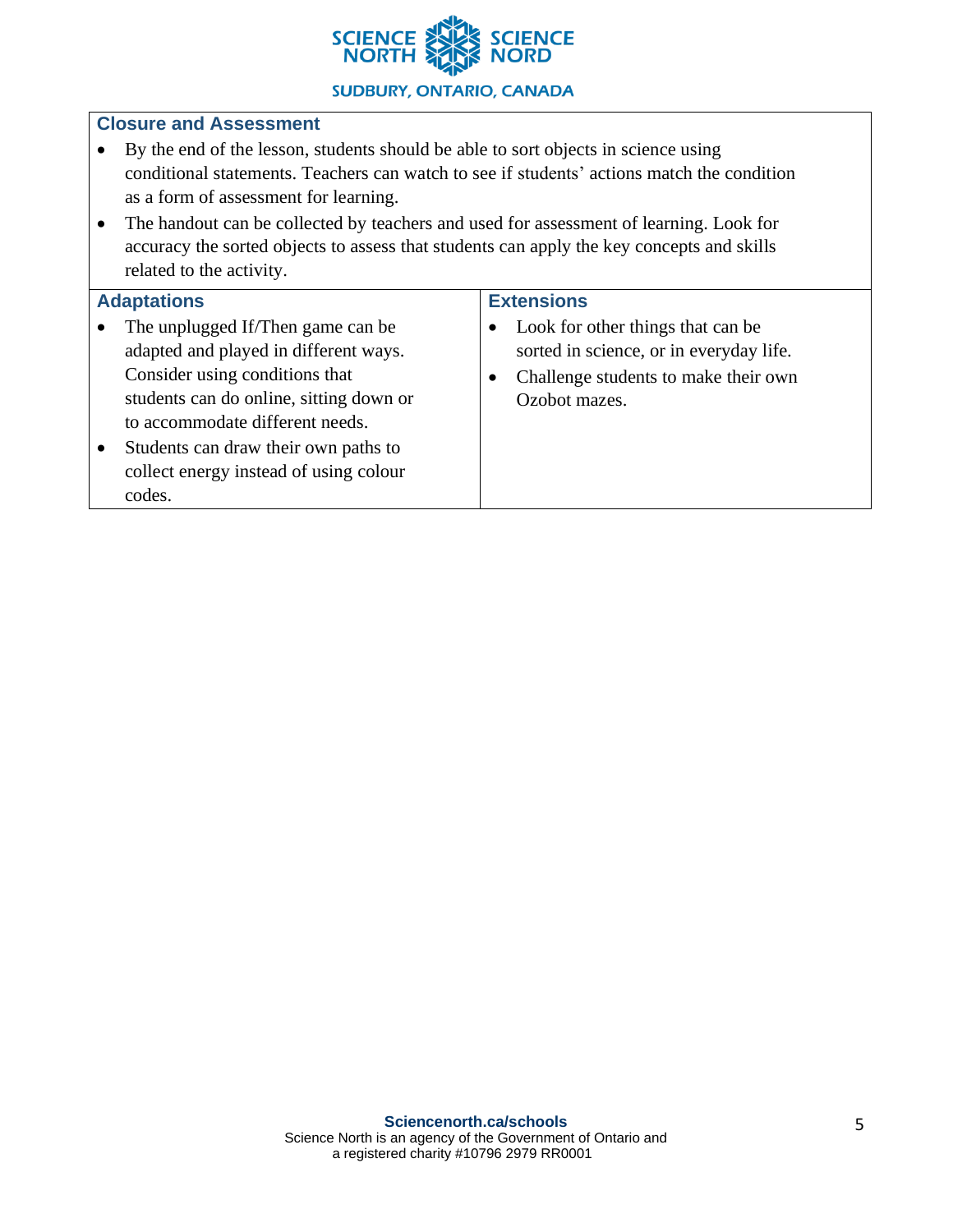## Closure and Assessment

- By the end of the lesson, students should be able to sort objects in science using conditional statements. Teachers can watch to see if students' actions match the condition as a form of assessment for learning.
- The handout can be collected by teachers and used for assessment of learning. Look for accuracy the sorted objects to assess that students can apply the key concepts and skills related to the activity.

## Adaptations

- The unplugged If/Then game can be adapted and played in different ways. Consider using conditions that students can do online, sitting down or to accommodate different needs.
- Students can draw their own paths to collect energy instead of using colour codes.

## Extensions

- Look for other things that can be sorted in science, or in everyday life.
- Challenge students to make their own Ozobot mazes.